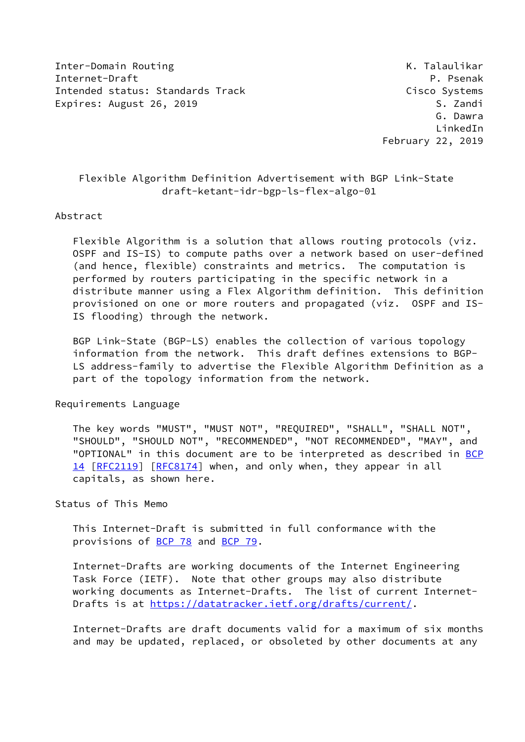Inter-Domain Routing K. Talaulikar
Internet-Draft P. Psenak
Intended status: Standards Track Cisco Systems
Expires: August 26, 2019 S. Zandi
G. Dawra
LinkedIn
February 22, 2019

# Flexible Algorithm Definition Advertisement with BGP Link-State
## draft-ketant-idr-bgp-ls-flex-algo-01

## Abstract

Flexible Algorithm is a solution that allows routing protocols (viz. OSPF and IS-IS) to compute paths over a network based on user-defined (and hence, flexible) constraints and metrics. The computation is performed by routers participating in the specific network in a distribute manner using a Flex Algorithm definition. This definition provisioned on one or more routers and propagated (viz. OSPF and IS-IS flooding) through the network.

BGP Link-State (BGP-LS) enables the collection of various topology information from the network. This draft defines extensions to BGP-LS address-family to advertise the Flexible Algorithm Definition as a part of the topology information from the network.

## Requirements Language

The key words "MUST", "MUST NOT", "REQUIRED", "SHALL", "SHALL NOT", "SHOULD", "SHOULD NOT", "RECOMMENDED", "NOT RECOMMENDED", "MAY", and "OPTIONAL" in this document are to be interpreted as described in BCP 14 [RFC2119] [RFC8174] when, and only when, they appear in all capitals, as shown here.

## Status of This Memo

This Internet-Draft is submitted in full conformance with the provisions of BCP 78 and BCP 79.

Internet-Drafts are working documents of the Internet Engineering Task Force (IETF). Note that other groups may also distribute working documents as Internet-Drafts. The list of current Internet-Drafts is at https://datatracker.ietf.org/drafts/current/.

Internet-Drafts are draft documents valid for a maximum of six months and may be updated, replaced, or obsoleted by other documents at any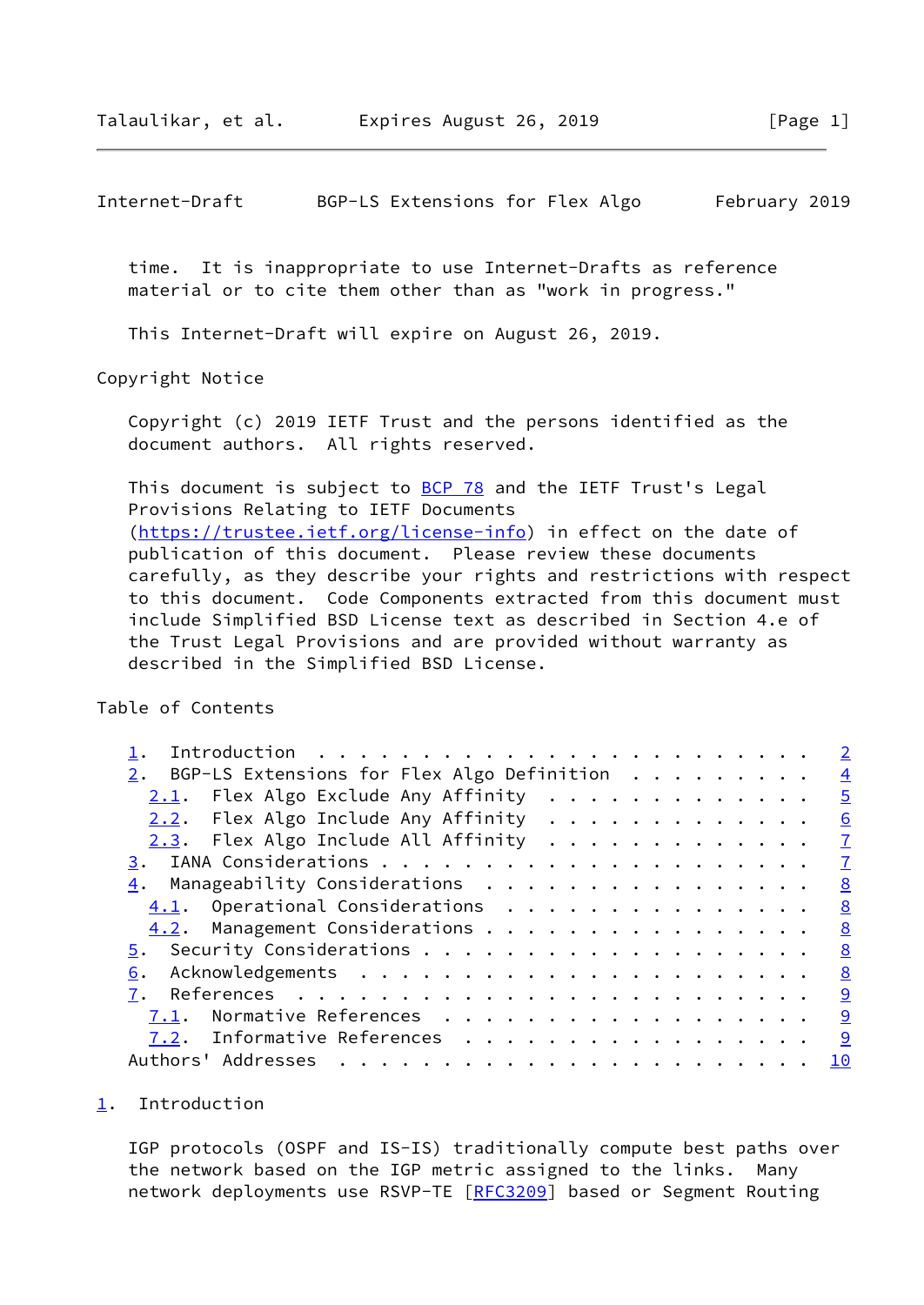time.  It is inappropriate to use Internet-Drafts as reference material or to cite them other than as "work in progress."

This Internet-Draft will expire on August 26, 2019.

Copyright Notice

Copyright (c) 2019 IETF Trust and the persons identified as the document authors.  All rights reserved.

This document is subject to BCP 78 and the IETF Trust's Legal Provisions Relating to IETF Documents (https://trustee.ietf.org/license-info) in effect on the date of publication of this document.  Please review these documents carefully, as they describe your rights and restrictions with respect to this document.  Code Components extracted from this document must include Simplified BSD License text as described in Section 4.e of the Trust Legal Provisions and are provided without warranty as described in the Simplified BSD License.

Table of Contents

```
   1.  Introduction  . . . . . . . . . . . . . . . . . . . . . . . .   2
   2.  BGP-LS Extensions for Flex Algo Definition  . . . . . . . . .   4
     2.1.  Flex Algo Exclude Any Affinity  . . . . . . . . . . . . .   5
     2.2.  Flex Algo Include Any Affinity  . . . . . . . . . . . . .   6
     2.3.  Flex Algo Include All Affinity  . . . . . . . . . . . . .   7
   3.  IANA Considerations . . . . . . . . . . . . . . . . . . . . .   7
   4.  Manageability Considerations  . . . . . . . . . . . . . . . .   8
     4.1.  Operational Considerations  . . . . . . . . . . . . . . .   8
     4.2.  Management Considerations . . . . . . . . . . . . . . . .   8
   5.  Security Considerations . . . . . . . . . . . . . . . . . . .   8
   6.  Acknowledgements  . . . . . . . . . . . . . . . . . . . . . .   8
   7.  References  . . . . . . . . . . . . . . . . . . . . . . . . .   9
     7.1.  Normative References  . . . . . . . . . . . . . . . . . .   9
     7.2.  Informative References  . . . . . . . . . . . . . . . . .   9
   Authors' Addresses  . . . . . . . . . . . . . . . . . . . . . . .  10
```

## 1. Introduction

IGP protocols (OSPF and IS-IS) traditionally compute best paths over the network based on the IGP metric assigned to the links.  Many network deployments use RSVP-TE [RFC3209] based or Segment Routing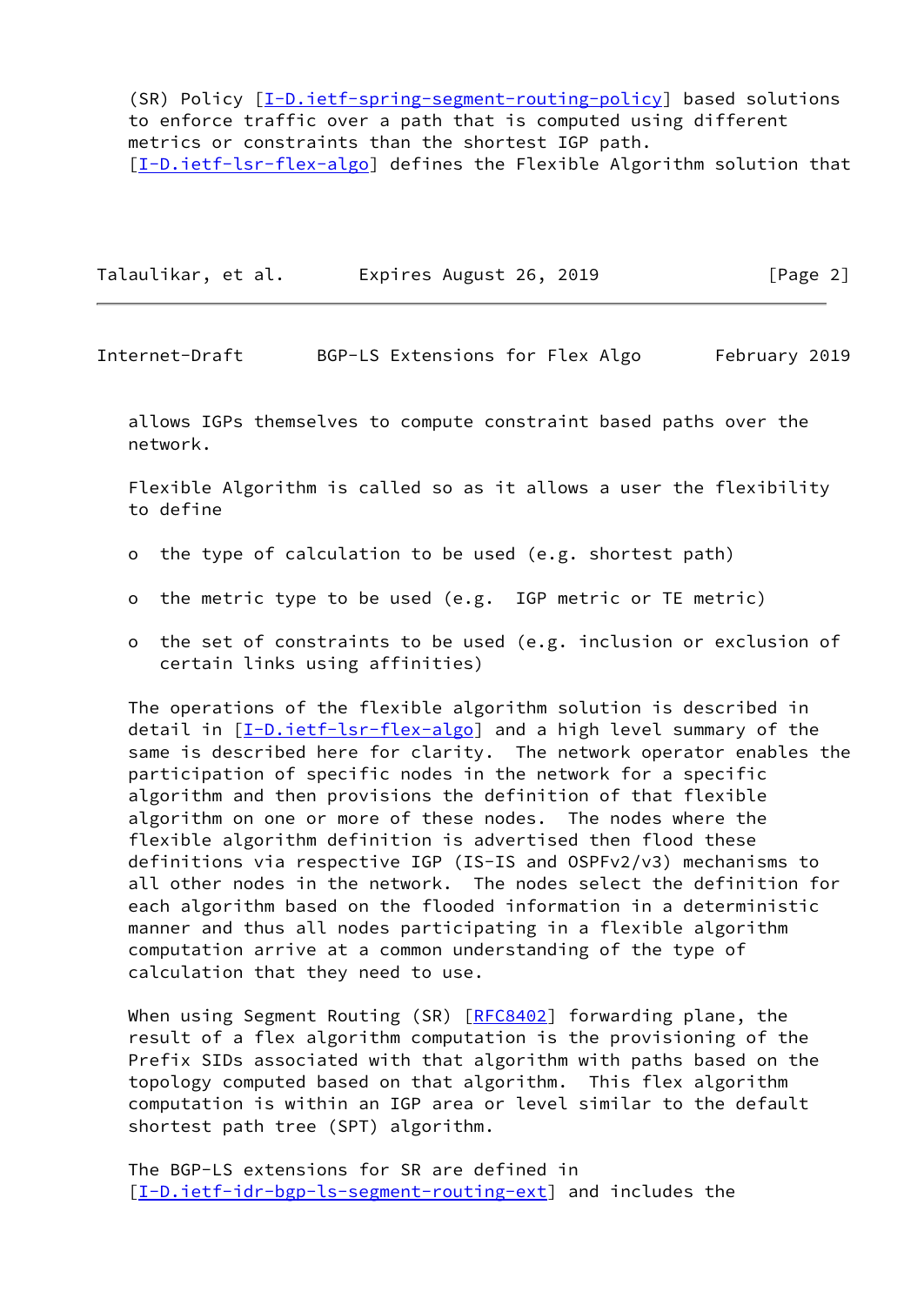(SR) Policy [I-D.ietf-spring-segment-routing-policy] based solutions to enforce traffic over a path that is computed using different metrics or constraints than the shortest IGP path. [I-D.ietf-lsr-flex-algo] defines the Flexible Algorithm solution that allows IGPs themselves to compute constraint based paths over the network.

Flexible Algorithm is called so as it allows a user the flexibility to define

- the type of calculation to be used (e.g. shortest path)
- the metric type to be used (e.g. IGP metric or TE metric)
- the set of constraints to be used (e.g. inclusion or exclusion of certain links using affinities)

The operations of the flexible algorithm solution is described in detail in [I-D.ietf-lsr-flex-algo] and a high level summary of the same is described here for clarity. The network operator enables the participation of specific nodes in the network for a specific algorithm and then provisions the definition of that flexible algorithm on one or more of these nodes. The nodes where the flexible algorithm definition is advertised then flood these definitions via respective IGP (IS-IS and OSPFv2/v3) mechanisms to all other nodes in the network. The nodes select the definition for each algorithm based on the flooded information in a deterministic manner and thus all nodes participating in a flexible algorithm computation arrive at a common understanding of the type of calculation that they need to use.

When using Segment Routing (SR) [RFC8402] forwarding plane, the result of a flex algorithm computation is the provisioning of the Prefix SIDs associated with that algorithm with paths based on the topology computed based on that algorithm. This flex algorithm computation is within an IGP area or level similar to the default shortest path tree (SPT) algorithm.

The BGP-LS extensions for SR are defined in [I-D.ietf-idr-bgp-ls-segment-routing-ext] and includes the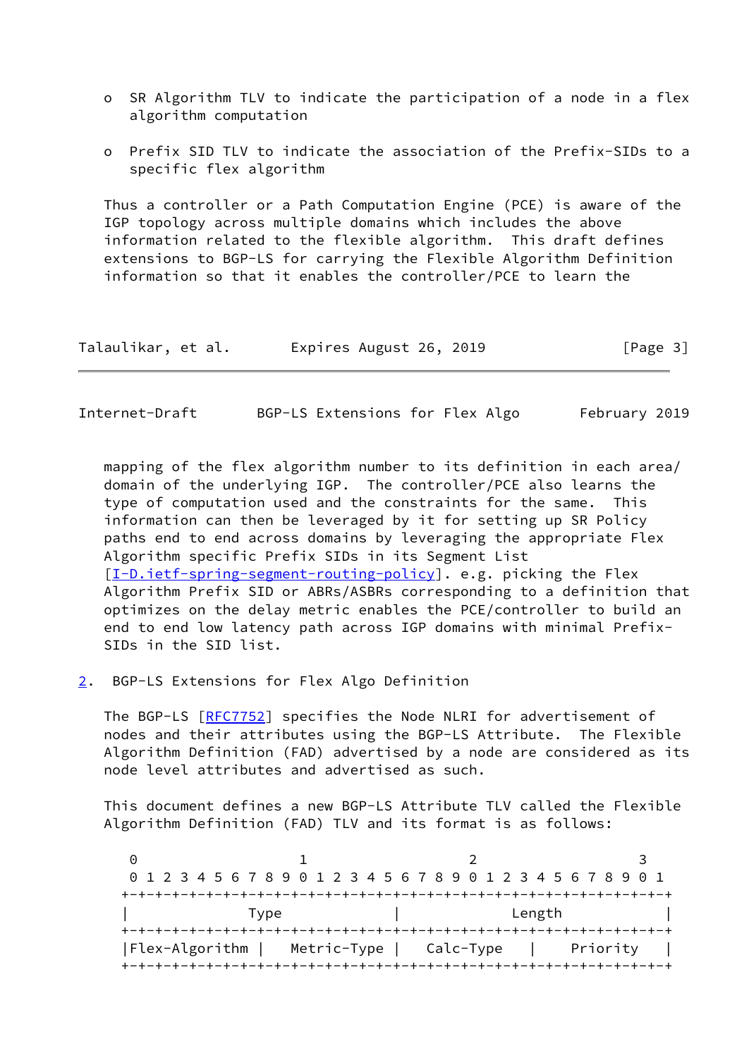o  SR Algorithm TLV to indicate the participation of a node in a flex algorithm computation

o  Prefix SID TLV to indicate the association of the Prefix-SIDs to a specific flex algorithm

Thus a controller or a Path Computation Engine (PCE) is aware of the IGP topology across multiple domains which includes the above information related to the flexible algorithm.  This draft defines extensions to BGP-LS for carrying the Flexible Algorithm Definition information so that it enables the controller/PCE to learn the mapping of the flex algorithm number to its definition in each area/domain of the underlying IGP.  The controller/PCE also learns the type of computation used and the constraints for the same.  This information can then be leveraged by it for setting up SR Policy paths end to end across domains by leveraging the appropriate Flex Algorithm specific Prefix SIDs in its Segment List [I-D.ietf-spring-segment-routing-policy]. e.g. picking the Flex Algorithm Prefix SID or ABRs/ASBRs corresponding to a definition that optimizes on the delay metric enables the PCE/controller to build an end to end low latency path across IGP domains with minimal Prefix-SIDs in the SID list.

## 2.  BGP-LS Extensions for Flex Algo Definition

The BGP-LS [RFC7752] specifies the Node NLRI for advertisement of nodes and their attributes using the BGP-LS Attribute.  The Flexible Algorithm Definition (FAD) advertised by a node are considered as its node level attributes and advertised as such.

This document defines a new BGP-LS Attribute TLV called the Flexible Algorithm Definition (FAD) TLV and its format is as follows:

```
 0                   1                   2                   3
 0 1 2 3 4 5 6 7 8 9 0 1 2 3 4 5 6 7 8 9 0 1 2 3 4 5 6 7 8 9 0 1
+-+-+-+-+-+-+-+-+-+-+-+-+-+-+-+-+-+-+-+-+-+-+-+-+-+-+-+-+-+-+-+-+
|              Type             |             Length            |
+-+-+-+-+-+-+-+-+-+-+-+-+-+-+-+-+-+-+-+-+-+-+-+-+-+-+-+-+-+-+-+-+
|Flex-Algorithm |  Metric-Type  |   Calc-Type   |    Priority   |
+-+-+-+-+-+-+-+-+-+-+-+-+-+-+-+-+-+-+-+-+-+-+-+-+-+-+-+-+-+-+-+-+
```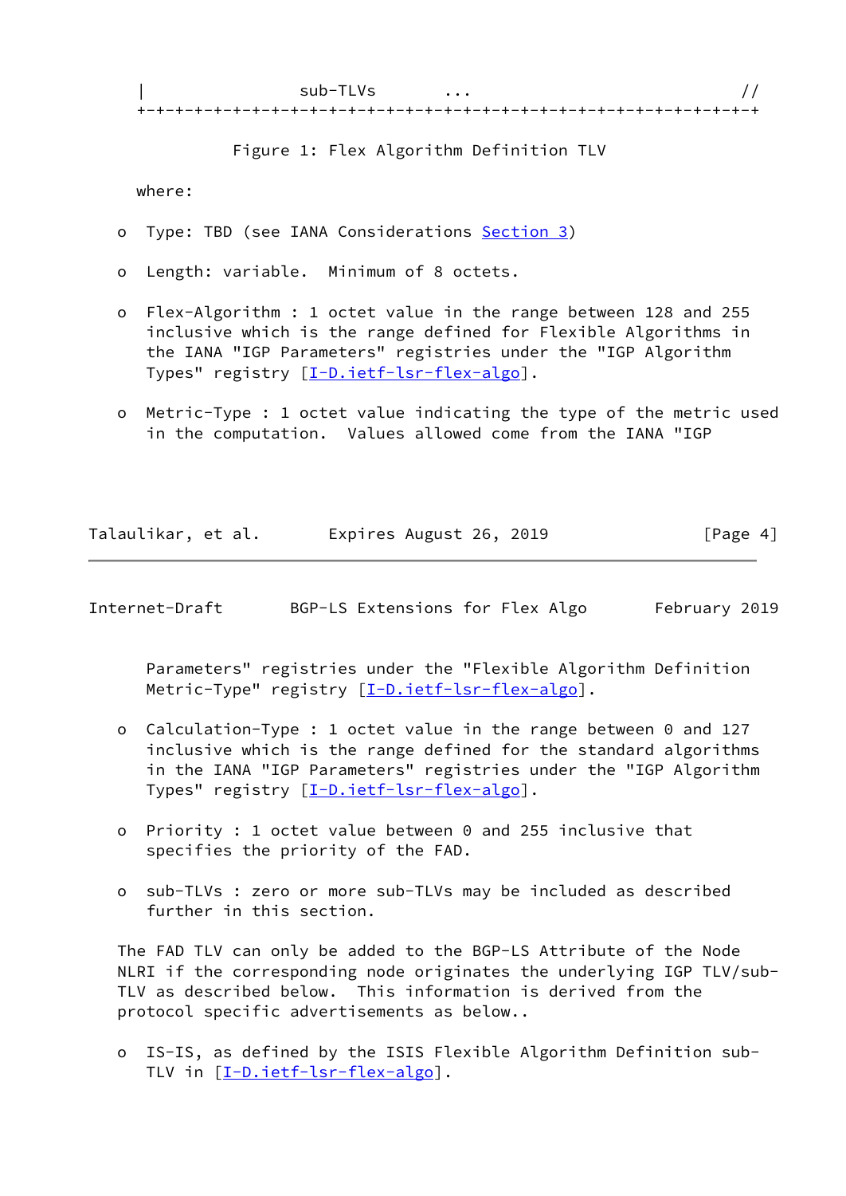```
   |                 sub-TLVs       ...                              //
   +-+-+-+-+-+-+-+-+-+-+-+-+-+-+-+-+-+-+-+-+-+-+-+-+-+-+-+-+-+-+-+-+
```

Figure 1: Flex Algorithm Definition TLV

where:

- Type: TBD (see IANA Considerations Section 3)
- Length: variable. Minimum of 8 octets.
- Flex-Algorithm : 1 octet value in the range between 128 and 255 inclusive which is the range defined for Flexible Algorithms in the IANA "IGP Parameters" registries under the "IGP Algorithm Types" registry [I-D.ietf-lsr-flex-algo].
- Metric-Type : 1 octet value indicating the type of the metric used in the computation. Values allowed come from the IANA "IGP Parameters" registries under the "Flexible Algorithm Definition Metric-Type" registry [I-D.ietf-lsr-flex-algo].
- Calculation-Type : 1 octet value in the range between 0 and 127 inclusive which is the range defined for the standard algorithms in the IANA "IGP Parameters" registries under the "IGP Algorithm Types" registry [I-D.ietf-lsr-flex-algo].
- Priority : 1 octet value between 0 and 255 inclusive that specifies the priority of the FAD.
- sub-TLVs : zero or more sub-TLVs may be included as described further in this section.

The FAD TLV can only be added to the BGP-LS Attribute of the Node NLRI if the corresponding node originates the underlying IGP TLV/sub-TLV as described below. This information is derived from the protocol specific advertisements as below..

- IS-IS, as defined by the ISIS Flexible Algorithm Definition sub-TLV in [I-D.ietf-lsr-flex-algo].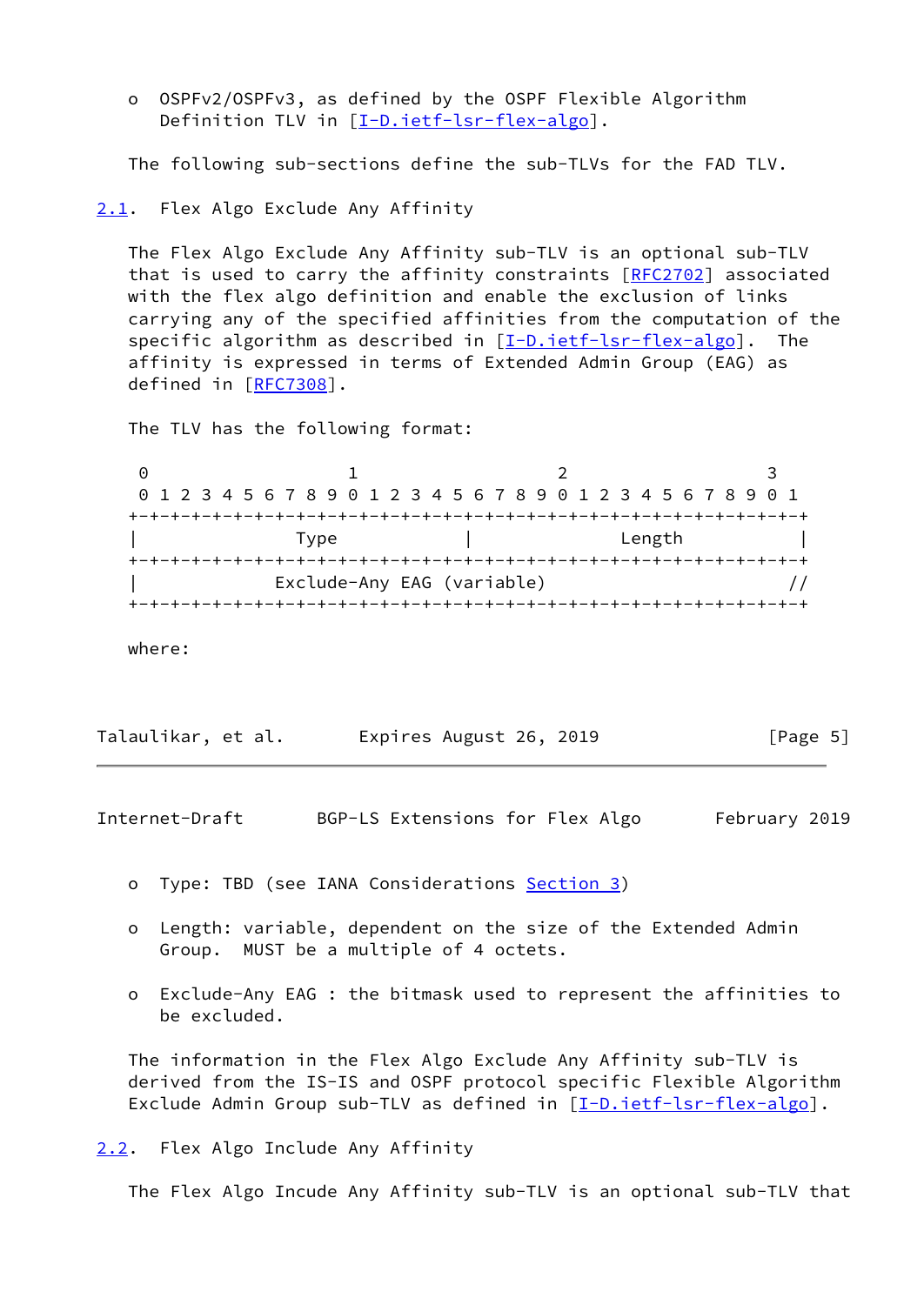- OSPFv2/OSPFv3, as defined by the OSPF Flexible Algorithm Definition TLV in [I-D.ietf-lsr-flex-algo].

The following sub-sections define the sub-TLVs for the FAD TLV.

## 2.1. Flex Algo Exclude Any Affinity

The Flex Algo Exclude Any Affinity sub-TLV is an optional sub-TLV that is used to carry the affinity constraints [RFC2702] associated with the flex algo definition and enable the exclusion of links carrying any of the specified affinities from the computation of the specific algorithm as described in [I-D.ietf-lsr-flex-algo]. The affinity is expressed in terms of Extended Admin Group (EAG) as defined in [RFC7308].

The TLV has the following format:

```
 0                   1                   2                   3
 0 1 2 3 4 5 6 7 8 9 0 1 2 3 4 5 6 7 8 9 0 1 2 3 4 5 6 7 8 9 0 1
+-+-+-+-+-+-+-+-+-+-+-+-+-+-+-+-+-+-+-+-+-+-+-+-+-+-+-+-+-+-+-+-+
|              Type             |             Length            |
+-+-+-+-+-+-+-+-+-+-+-+-+-+-+-+-+-+-+-+-+-+-+-+-+-+-+-+-+-+-+-+-+
|             Exclude-Any EAG (variable)                       //
+-+-+-+-+-+-+-+-+-+-+-+-+-+-+-+-+-+-+-+-+-+-+-+-+-+-+-+-+-+-+-+-+
```

where:

- Type: TBD (see IANA Considerations Section 3)
- Length: variable, dependent on the size of the Extended Admin Group. MUST be a multiple of 4 octets.
- Exclude-Any EAG : the bitmask used to represent the affinities to be excluded.

The information in the Flex Algo Exclude Any Affinity sub-TLV is derived from the IS-IS and OSPF protocol specific Flexible Algorithm Exclude Admin Group sub-TLV as defined in [I-D.ietf-lsr-flex-algo].

## 2.2. Flex Algo Include Any Affinity

The Flex Algo Incude Any Affinity sub-TLV is an optional sub-TLV that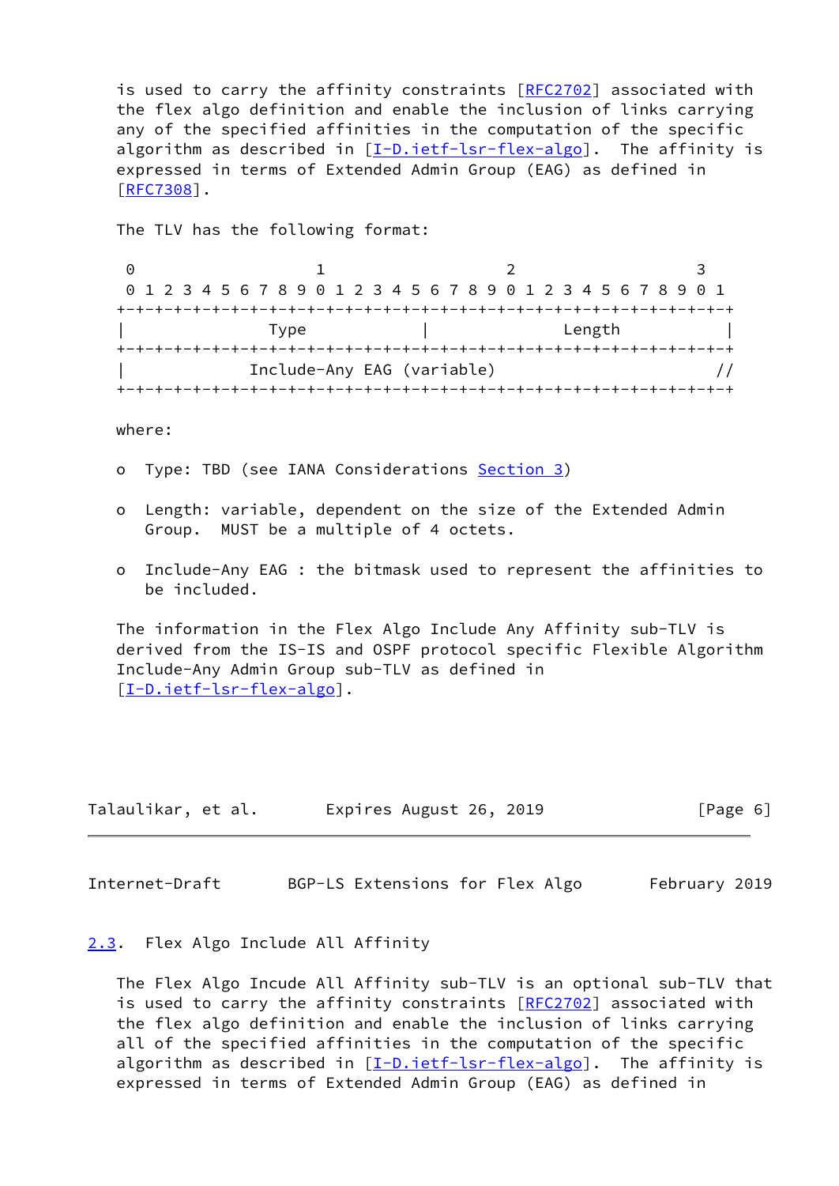is used to carry the affinity constraints [RFC2702] associated with the flex algo definition and enable the inclusion of links carrying any of the specified affinities in the computation of the specific algorithm as described in [I-D.ietf-lsr-flex-algo]. The affinity is expressed in terms of Extended Admin Group (EAG) as defined in [RFC7308].

The TLV has the following format:

```
 0                   1                   2                   3
 0 1 2 3 4 5 6 7 8 9 0 1 2 3 4 5 6 7 8 9 0 1 2 3 4 5 6 7 8 9 0 1
+-+-+-+-+-+-+-+-+-+-+-+-+-+-+-+-+-+-+-+-+-+-+-+-+-+-+-+-+-+-+-+-+
|              Type             |             Length            |
+-+-+-+-+-+-+-+-+-+-+-+-+-+-+-+-+-+-+-+-+-+-+-+-+-+-+-+-+-+-+-+-+
|            Include-Any EAG (variable)                        //
+-+-+-+-+-+-+-+-+-+-+-+-+-+-+-+-+-+-+-+-+-+-+-+-+-+-+-+-+-+-+-+-+
```

where:

- Type: TBD (see IANA Considerations Section 3)
- Length: variable, dependent on the size of the Extended Admin Group. MUST be a multiple of 4 octets.
- Include-Any EAG : the bitmask used to represent the affinities to be included.

The information in the Flex Algo Include Any Affinity sub-TLV is derived from the IS-IS and OSPF protocol specific Flexible Algorithm Include-Any Admin Group sub-TLV as defined in [I-D.ietf-lsr-flex-algo].

## 2.3. Flex Algo Include All Affinity

The Flex Algo Incude All Affinity sub-TLV is an optional sub-TLV that is used to carry the affinity constraints [RFC2702] associated with the flex algo definition and enable the inclusion of links carrying all of the specified affinities in the computation of the specific algorithm as described in [I-D.ietf-lsr-flex-algo]. The affinity is expressed in terms of Extended Admin Group (EAG) as defined in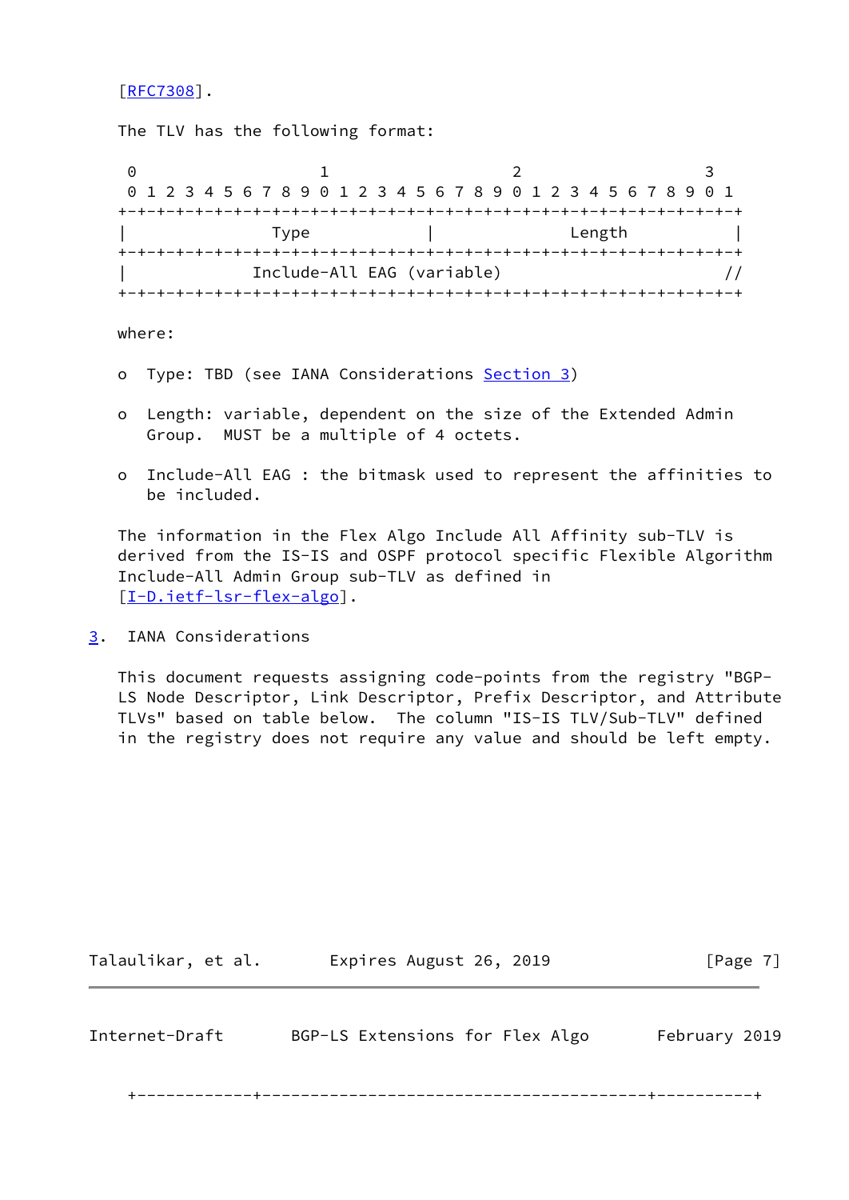[RFC7308].

The TLV has the following format:

```
 0                   1                   2                   3
 0 1 2 3 4 5 6 7 8 9 0 1 2 3 4 5 6 7 8 9 0 1 2 3 4 5 6 7 8 9 0 1
+-+-+-+-+-+-+-+-+-+-+-+-+-+-+-+-+-+-+-+-+-+-+-+-+-+-+-+-+-+-+-+-+
|                Type           |               Length          |
+-+-+-+-+-+-+-+-+-+-+-+-+-+-+-+-+-+-+-+-+-+-+-+-+-+-+-+-+-+-+-+-+
|              Include-All EAG (variable)                      //
+-+-+-+-+-+-+-+-+-+-+-+-+-+-+-+-+-+-+-+-+-+-+-+-+-+-+-+-+-+-+-+-+
```

where:

- Type: TBD (see IANA Considerations Section 3)
- Length: variable, dependent on the size of the Extended Admin Group. MUST be a multiple of 4 octets.
- Include-All EAG : the bitmask used to represent the affinities to be included.

The information in the Flex Algo Include All Affinity sub-TLV is derived from the IS-IS and OSPF protocol specific Flexible Algorithm Include-All Admin Group sub-TLV as defined in [I-D.ietf-lsr-flex-algo].

## 3. IANA Considerations

This document requests assigning code-points from the registry "BGP-LS Node Descriptor, Link Descriptor, Prefix Descriptor, and Attribute TLVs" based on table below. The column "IS-IS TLV/Sub-TLV" defined in the registry does not require any value and should be left empty.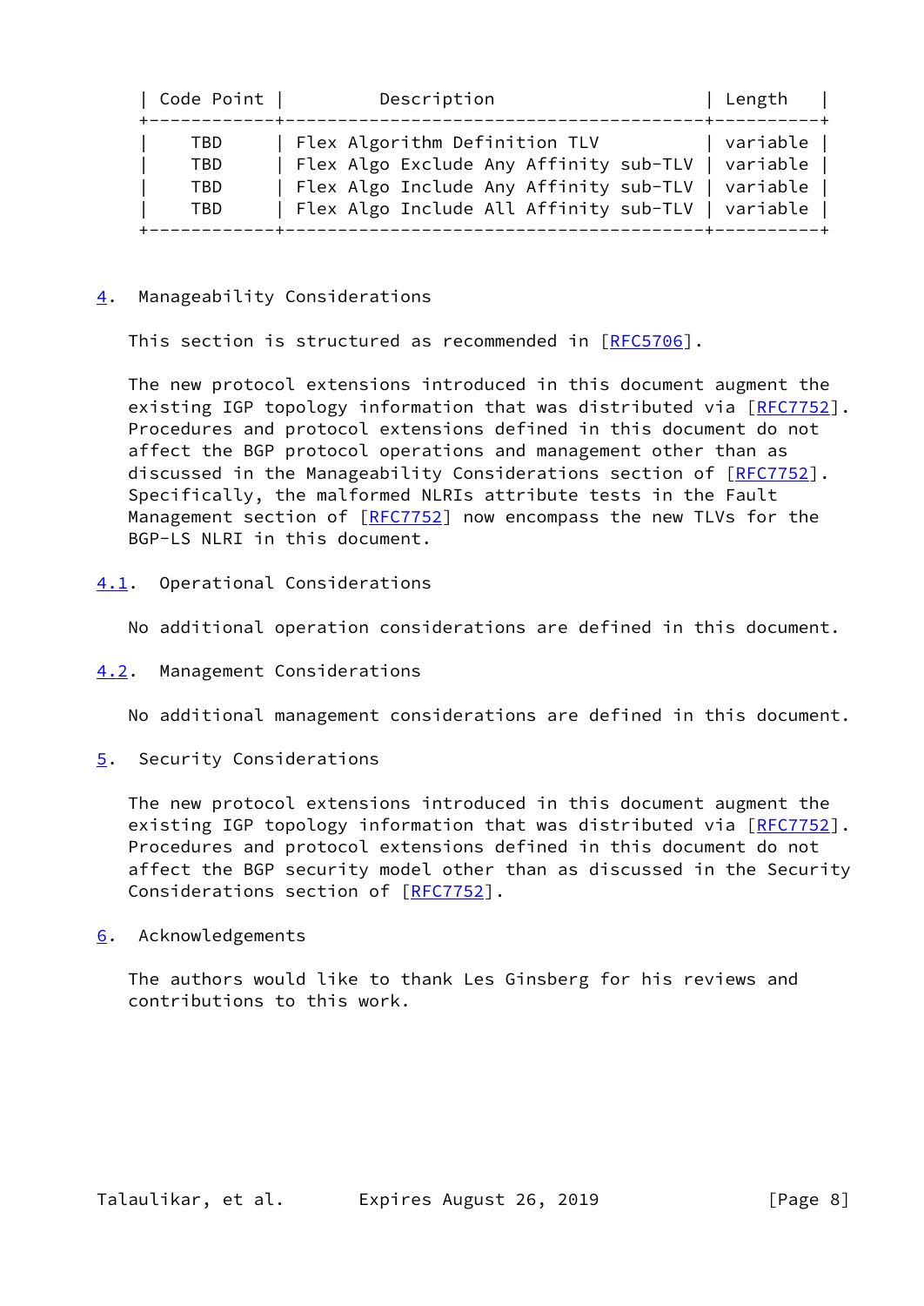| Code Point | Description | Length |
|---|---|---|
| TBD | Flex Algorithm Definition TLV | variable |
| TBD | Flex Algo Exclude Any Affinity sub-TLV | variable |
| TBD | Flex Algo Include Any Affinity sub-TLV | variable |
| TBD | Flex Algo Include All Affinity sub-TLV | variable |

# 4. Manageability Considerations

This section is structured as recommended in [RFC5706].

The new protocol extensions introduced in this document augment the existing IGP topology information that was distributed via [RFC7752]. Procedures and protocol extensions defined in this document do not affect the BGP protocol operations and management other than as discussed in the Manageability Considerations section of [RFC7752]. Specifically, the malformed NLRIs attribute tests in the Fault Management section of [RFC7752] now encompass the new TLVs for the BGP-LS NLRI in this document.

## 4.1. Operational Considerations

No additional operation considerations are defined in this document.

## 4.2. Management Considerations

No additional management considerations are defined in this document.

# 5. Security Considerations

The new protocol extensions introduced in this document augment the existing IGP topology information that was distributed via [RFC7752]. Procedures and protocol extensions defined in this document do not affect the BGP security model other than as discussed in the Security Considerations section of [RFC7752].

# 6. Acknowledgements

The authors would like to thank Les Ginsberg for his reviews and contributions to this work.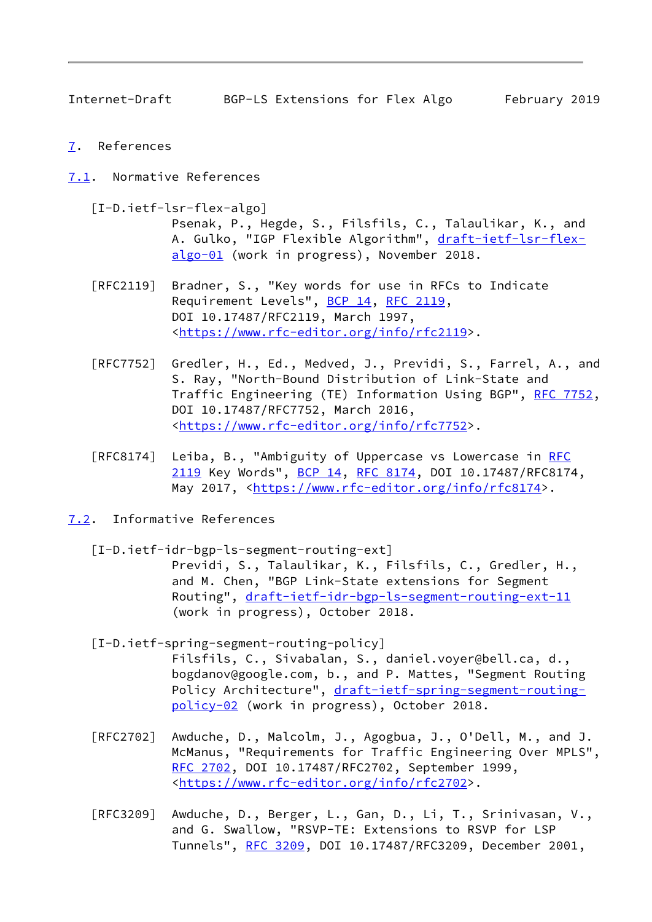## 7. References

### 7.1. Normative References

[I-D.ietf-lsr-flex-algo]
Psenak, P., Hegde, S., Filsfils, C., Talaulikar, K., and A. Gulko, "IGP Flexible Algorithm", draft-ietf-lsr-flex-algo-01 (work in progress), November 2018.

[RFC2119] Bradner, S., "Key words for use in RFCs to Indicate Requirement Levels", BCP 14, RFC 2119, DOI 10.17487/RFC2119, March 1997, <https://www.rfc-editor.org/info/rfc2119>.

[RFC7752] Gredler, H., Ed., Medved, J., Previdi, S., Farrel, A., and S. Ray, "North-Bound Distribution of Link-State and Traffic Engineering (TE) Information Using BGP", RFC 7752, DOI 10.17487/RFC7752, March 2016, <https://www.rfc-editor.org/info/rfc7752>.

[RFC8174] Leiba, B., "Ambiguity of Uppercase vs Lowercase in RFC 2119 Key Words", BCP 14, RFC 8174, DOI 10.17487/RFC8174, May 2017, <https://www.rfc-editor.org/info/rfc8174>.

### 7.2. Informative References

[I-D.ietf-idr-bgp-ls-segment-routing-ext]
Previdi, S., Talaulikar, K., Filsfils, C., Gredler, H., and M. Chen, "BGP Link-State extensions for Segment Routing", draft-ietf-idr-bgp-ls-segment-routing-ext-11 (work in progress), October 2018.

[I-D.ietf-spring-segment-routing-policy]
Filsfils, C., Sivabalan, S., daniel.voyer@bell.ca, d., bogdanov@google.com, b., and P. Mattes, "Segment Routing Policy Architecture", draft-ietf-spring-segment-routing-policy-02 (work in progress), October 2018.

[RFC2702] Awduche, D., Malcolm, J., Agogbua, J., O'Dell, M., and J. McManus, "Requirements for Traffic Engineering Over MPLS", RFC 2702, DOI 10.17487/RFC2702, September 1999, <https://www.rfc-editor.org/info/rfc2702>.

[RFC3209] Awduche, D., Berger, L., Gan, D., Li, T., Srinivasan, V., and G. Swallow, "RSVP-TE: Extensions to RSVP for LSP Tunnels", RFC 3209, DOI 10.17487/RFC3209, December 2001,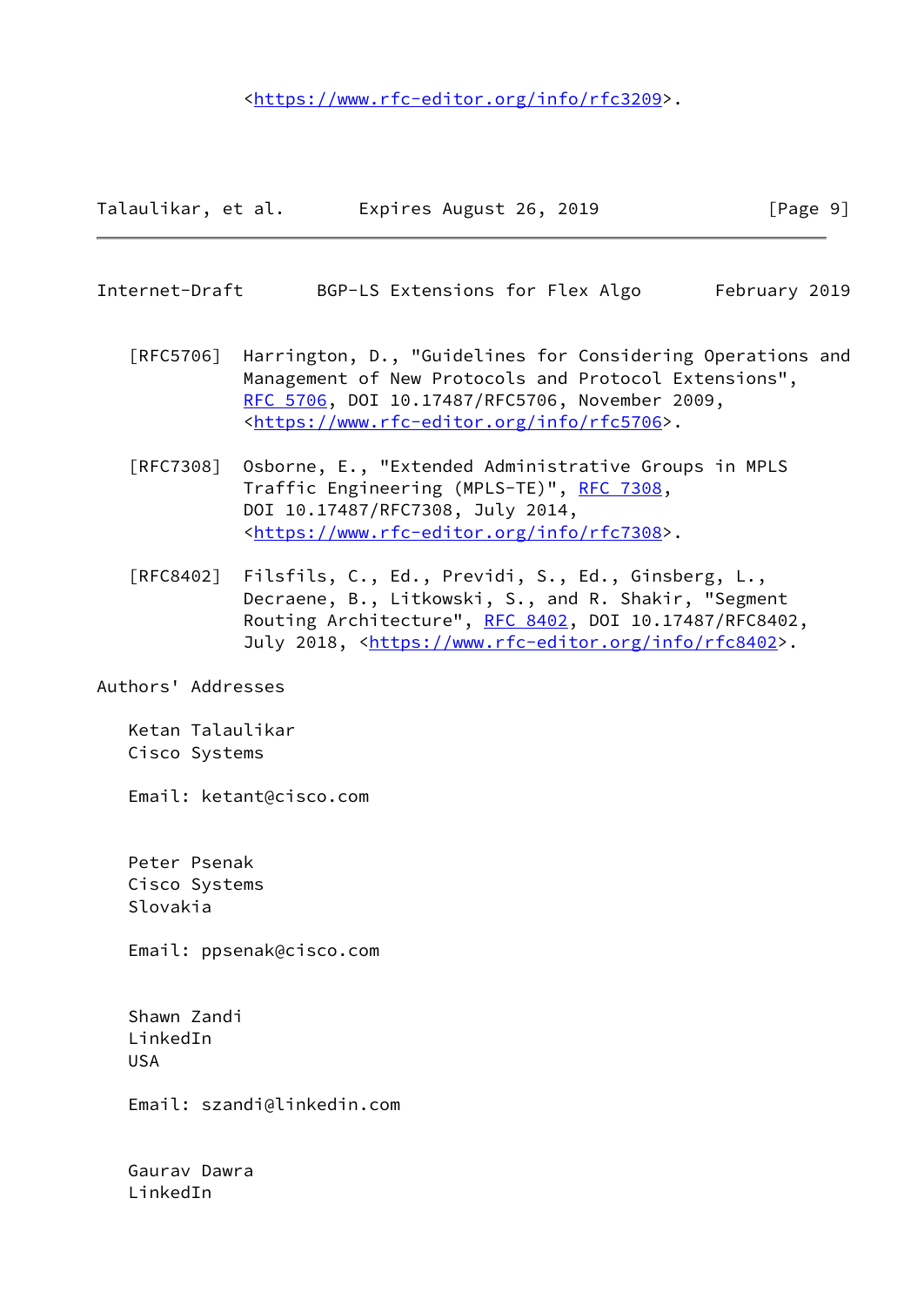<https://www.rfc-editor.org/info/rfc3209>.

[RFC5706] Harrington, D., "Guidelines for Considering Operations and Management of New Protocols and Protocol Extensions", RFC 5706, DOI 10.17487/RFC5706, November 2009, <https://www.rfc-editor.org/info/rfc5706>.

[RFC7308] Osborne, E., "Extended Administrative Groups in MPLS Traffic Engineering (MPLS-TE)", RFC 7308, DOI 10.17487/RFC7308, July 2014, <https://www.rfc-editor.org/info/rfc7308>.

[RFC8402] Filsfils, C., Ed., Previdi, S., Ed., Ginsberg, L., Decraene, B., Litkowski, S., and R. Shakir, "Segment Routing Architecture", RFC 8402, DOI 10.17487/RFC8402, July 2018, <https://www.rfc-editor.org/info/rfc8402>.

## Authors' Addresses

Ketan Talaulikar
Cisco Systems

Email: ketant@cisco.com

Peter Psenak
Cisco Systems
Slovakia

Email: ppsenak@cisco.com

Shawn Zandi
LinkedIn
USA

Email: szandi@linkedin.com

Gaurav Dawra
LinkedIn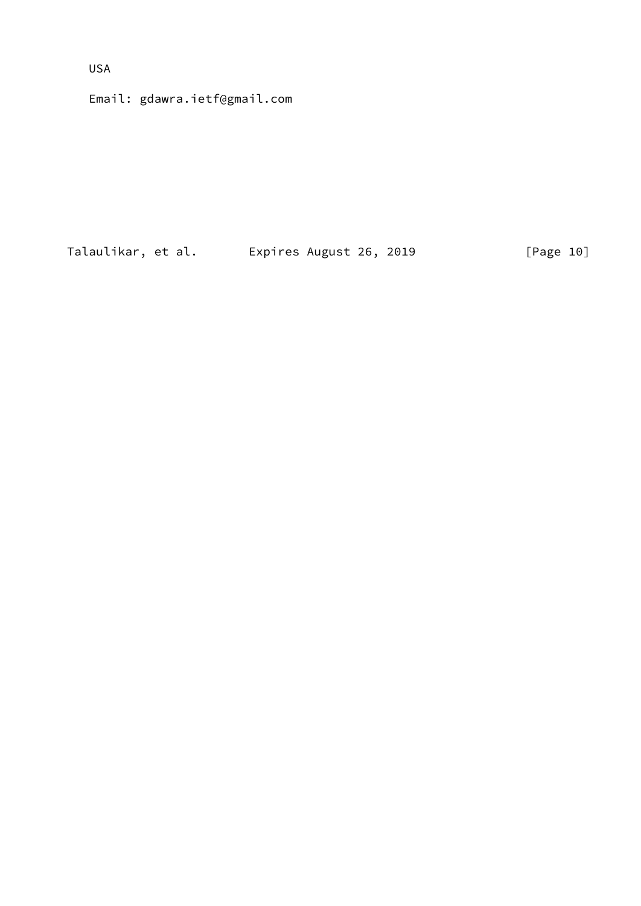USA

Email: gdawra.ietf@gmail.com